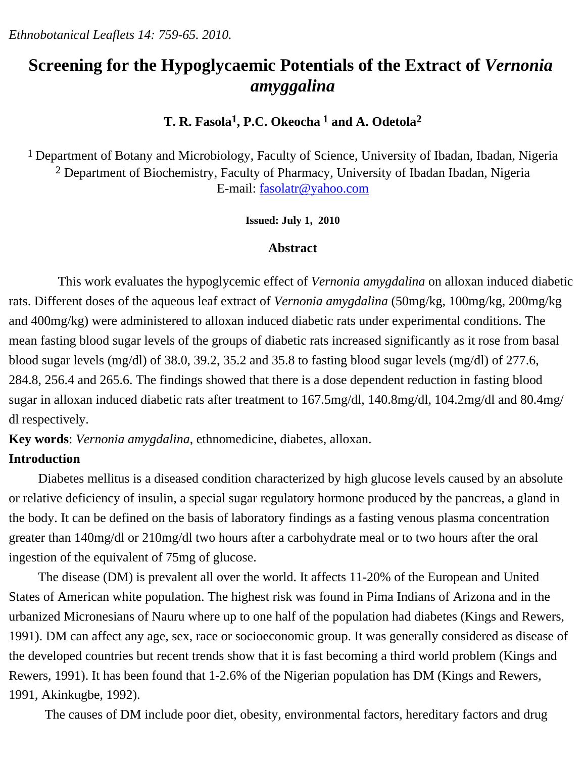# Screening for the Hypoglycaemic Potentials of the Extract of *Vernonia amyggalina*

**T. R. Fasola[1], P.C. Okeocha [1] and A. Odetola[2]**

[1] Department of Botany and Microbiology, Faculty of Science, University of Ibadan, Ibadan, Nigeria
[2] Department of Biochemistry, Faculty of Pharmacy, University of Ibadan Ibadan, Nigeria
E-mail: fasolatr@yahoo.com

**Issued: July 1, 2010**

## Abstract

This work evaluates the hypoglycemic effect of *Vernonia amygdalina* on alloxan induced diabetic rats. Different doses of the aqueous leaf extract of *Vernonia amygdalina* (50mg/kg, 100mg/kg, 200mg/kg and 400mg/kg) were administered to alloxan induced diabetic rats under experimental conditions. The mean fasting blood sugar levels of the groups of diabetic rats increased significantly as it rose from basal blood sugar levels (mg/dl) of 38.0, 39.2, 35.2 and 35.8 to fasting blood sugar levels (mg/dl) of 277.6, 284.8, 256.4 and 265.6. The findings showed that there is a dose dependent reduction in fasting blood sugar in alloxan induced diabetic rats after treatment to 167.5mg/dl, 140.8mg/dl, 104.2mg/dl and 80.4mg/dl respectively.

**Key words**: *Vernonia amygdalina*, ethnomedicine, diabetes, alloxan.

## Introduction

Diabetes mellitus is a diseased condition characterized by high glucose levels caused by an absolute or relative deficiency of insulin, a special sugar regulatory hormone produced by the pancreas, a gland in the body. It can be defined on the basis of laboratory findings as a fasting venous plasma concentration greater than 140mg/dl or 210mg/dl two hours after a carbohydrate meal or to two hours after the oral ingestion of the equivalent of 75mg of glucose.

The disease (DM) is prevalent all over the world. It affects 11-20% of the European and United States of American white population. The highest risk was found in Pima Indians of Arizona and in the urbanized Micronesians of Nauru where up to one half of the population had diabetes (Kings and Rewers, 1991). DM can affect any age, sex, race or socioeconomic group. It was generally considered as disease of the developed countries but recent trends show that it is fast becoming a third world problem (Kings and Rewers, 1991). It has been found that 1-2.6% of the Nigerian population has DM (Kings and Rewers, 1991, Akinkugbe, 1992).

The causes of DM include poor diet, obesity, environmental factors, hereditary factors and drug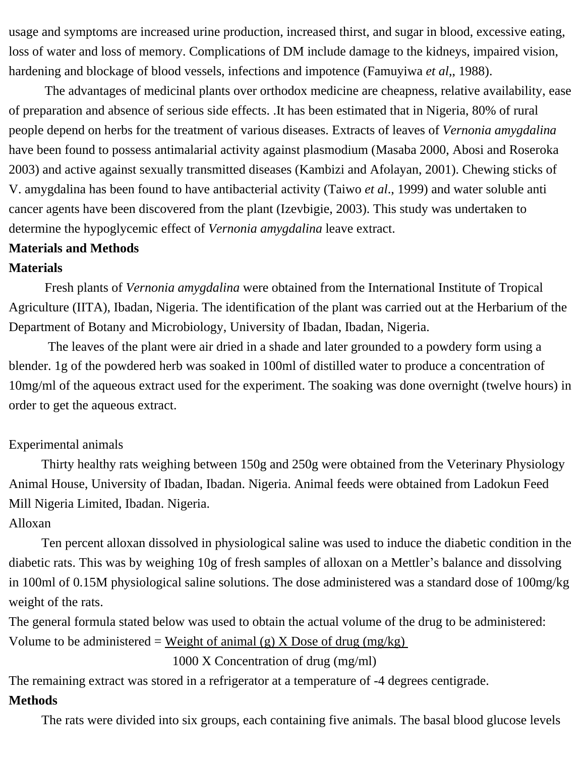usage and symptoms are increased urine production, increased thirst, and sugar in blood, excessive eating, loss of water and loss of memory. Complications of DM include damage to the kidneys, impaired vision, hardening and blockage of blood vessels, infections and impotence (Famuyiwa *et al*,, 1988).

The advantages of medicinal plants over orthodox medicine are cheapness, relative availability, ease of preparation and absence of serious side effects. .It has been estimated that in Nigeria, 80% of rural people depend on herbs for the treatment of various diseases. Extracts of leaves of *Vernonia amygdalina* have been found to possess antimalarial activity against plasmodium (Masaba 2000, Abosi and Roseroka 2003) and active against sexually transmitted diseases (Kambizi and Afolayan, 2001). Chewing sticks of V. amygdalina has been found to have antibacterial activity (Taiwo *et al*., 1999) and water soluble anti cancer agents have been discovered from the plant (Izevbigie, 2003). This study was undertaken to determine the hypoglycemic effect of *Vernonia amygdalina* leave extract.

## Materials and Methods

### Materials

Fresh plants of *Vernonia amygdalina* were obtained from the International Institute of Tropical Agriculture (IITA), Ibadan, Nigeria. The identification of the plant was carried out at the Herbarium of the Department of Botany and Microbiology, University of Ibadan, Ibadan, Nigeria.

The leaves of the plant were air dried in a shade and later grounded to a powdery form using a blender. 1g of the powdered herb was soaked in 100ml of distilled water to produce a concentration of 10mg/ml of the aqueous extract used for the experiment. The soaking was done overnight (twelve hours) in order to get the aqueous extract.

Experimental animals

Thirty healthy rats weighing between 150g and 250g were obtained from the Veterinary Physiology Animal House, University of Ibadan, Ibadan. Nigeria. Animal feeds were obtained from Ladokun Feed Mill Nigeria Limited, Ibadan. Nigeria.

Alloxan

Ten percent alloxan dissolved in physiological saline was used to induce the diabetic condition in the diabetic rats. This was by weighing 10g of fresh samples of alloxan on a Mettler's balance and dissolving in 100ml of 0.15M physiological saline solutions. The dose administered was a standard dose of 100mg/kg weight of the rats.

The general formula stated below was used to obtain the actual volume of the drug to be administered:

$$\text{Volume to be administered} = \frac{\text{Weight of animal (g)} \times \text{Dose of drug (mg/kg)}}{1000 \times \text{Concentration of drug (mg/ml)}}$$

The remaining extract was stored in a refrigerator at a temperature of -4 degrees centigrade.

### Methods

The rats were divided into six groups, each containing five animals. The basal blood glucose levels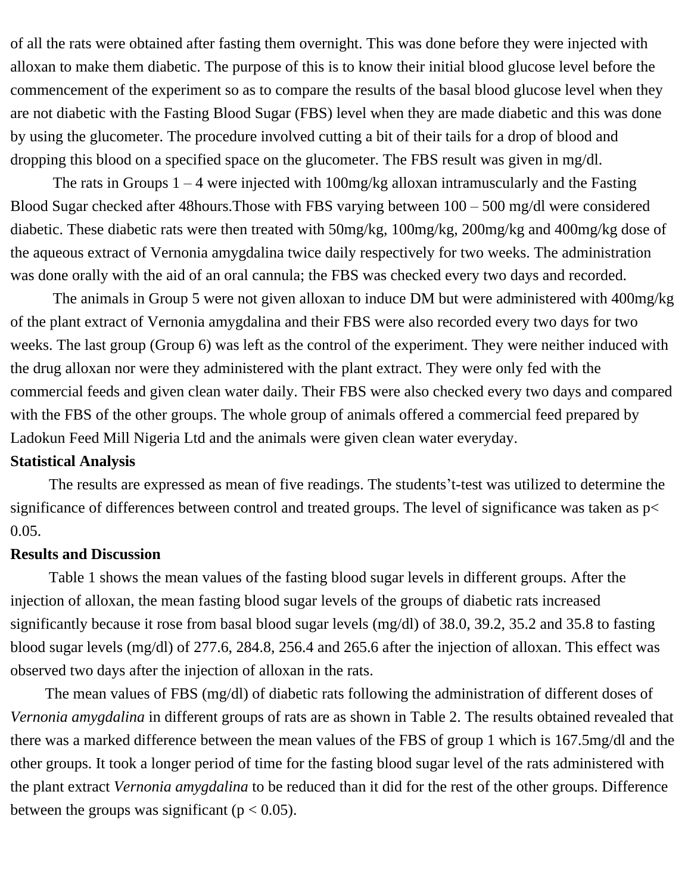of all the rats were obtained after fasting them overnight. This was done before they were injected with alloxan to make them diabetic. The purpose of this is to know their initial blood glucose level before the commencement of the experiment so as to compare the results of the basal blood glucose level when they are not diabetic with the Fasting Blood Sugar (FBS) level when they are made diabetic and this was done by using the glucometer. The procedure involved cutting a bit of their tails for a drop of blood and dropping this blood on a specified space on the glucometer. The FBS result was given in mg/dl.

The rats in Groups 1 – 4 were injected with 100mg/kg alloxan intramuscularly and the Fasting Blood Sugar checked after 48hours.Those with FBS varying between 100 – 500 mg/dl were considered diabetic. These diabetic rats were then treated with 50mg/kg, 100mg/kg, 200mg/kg and 400mg/kg dose of the aqueous extract of Vernonia amygdalina twice daily respectively for two weeks. The administration was done orally with the aid of an oral cannula; the FBS was checked every two days and recorded.

The animals in Group 5 were not given alloxan to induce DM but were administered with 400mg/kg of the plant extract of Vernonia amygdalina and their FBS were also recorded every two days for two weeks. The last group (Group 6) was left as the control of the experiment. They were neither induced with the drug alloxan nor were they administered with the plant extract. They were only fed with the commercial feeds and given clean water daily. Their FBS were also checked every two days and compared with the FBS of the other groups. The whole group of animals offered a commercial feed prepared by Ladokun Feed Mill Nigeria Ltd and the animals were given clean water everyday.

**Statistical Analysis**

The results are expressed as mean of five readings. The students't-test was utilized to determine the significance of differences between control and treated groups. The level of significance was taken as $p < 0.05$.

**Results and Discussion**

Table 1 shows the mean values of the fasting blood sugar levels in different groups. After the injection of alloxan, the mean fasting blood sugar levels of the groups of diabetic rats increased significantly because it rose from basal blood sugar levels (mg/dl) of 38.0, 39.2, 35.2 and 35.8 to fasting blood sugar levels (mg/dl) of 277.6, 284.8, 256.4 and 265.6 after the injection of alloxan. This effect was observed two days after the injection of alloxan in the rats.

The mean values of FBS (mg/dl) of diabetic rats following the administration of different doses of *Vernonia amygdalina* in different groups of rats are as shown in Table 2. The results obtained revealed that there was a marked difference between the mean values of the FBS of group 1 which is 167.5mg/dl and the other groups. It took a longer period of time for the fasting blood sugar level of the rats administered with the plant extract *Vernonia amygdalina* to be reduced than it did for the rest of the other groups. Difference between the groups was significant ($p < 0.05$).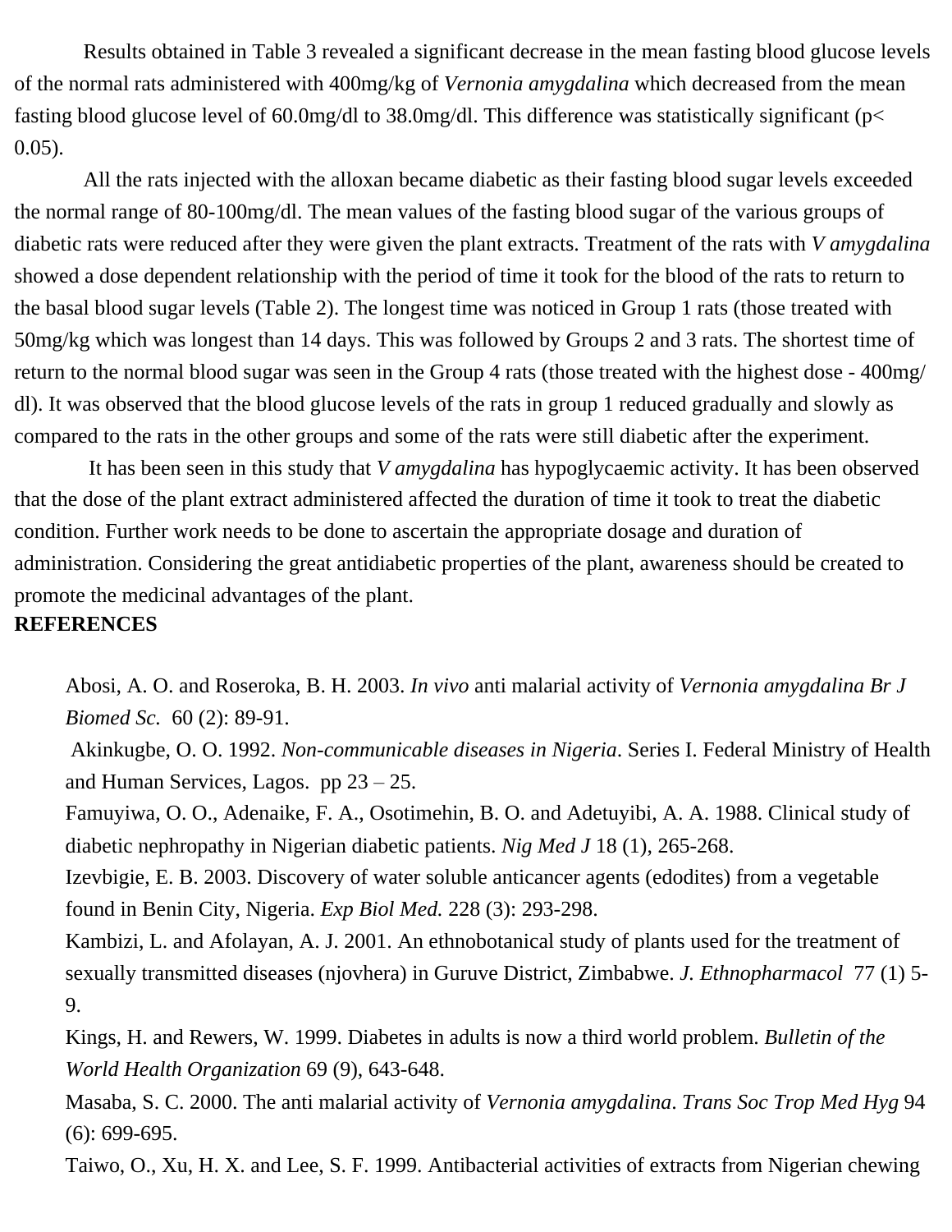Results obtained in Table 3 revealed a significant decrease in the mean fasting blood glucose levels of the normal rats administered with 400mg/kg of *Vernonia amygdalina* which decreased from the mean fasting blood glucose level of 60.0mg/dl to 38.0mg/dl. This difference was statistically significant ($p < 0.05$).

All the rats injected with the alloxan became diabetic as their fasting blood sugar levels exceeded the normal range of 80-100mg/dl. The mean values of the fasting blood sugar of the various groups of diabetic rats were reduced after they were given the plant extracts. Treatment of the rats with *V amygdalina* showed a dose dependent relationship with the period of time it took for the blood of the rats to return to the basal blood sugar levels (Table 2). The longest time was noticed in Group 1 rats (those treated with 50mg/kg which was longest than 14 days. This was followed by Groups 2 and 3 rats. The shortest time of return to the normal blood sugar was seen in the Group 4 rats (those treated with the highest dose - 400mg/dl). It was observed that the blood glucose levels of the rats in group 1 reduced gradually and slowly as compared to the rats in the other groups and some of the rats were still diabetic after the experiment.

It has been seen in this study that *V amygdalina* has hypoglycaemic activity. It has been observed that the dose of the plant extract administered affected the duration of time it took to treat the diabetic condition. Further work needs to be done to ascertain the appropriate dosage and duration of administration. Considering the great antidiabetic properties of the plant, awareness should be created to promote the medicinal advantages of the plant.

**REFERENCES**

Abosi, A. O. and Roseroka, B. H. 2003. *In vivo* anti malarial activity of *Vernonia amygdalina Br J Biomed Sc.* 60 (2): 89-91.

Akinkugbe, O. O. 1992. *Non-communicable diseases in Nigeria*. Series I. Federal Ministry of Health and Human Services, Lagos. pp 23 – 25.

Famuyiwa, O. O., Adenaike, F. A., Osotimehin, B. O. and Adetuyibi, A. A. 1988. Clinical study of diabetic nephropathy in Nigerian diabetic patients. *Nig Med J* 18 (1), 265-268.

Izevbigie, E. B. 2003. Discovery of water soluble anticancer agents (edodites) from a vegetable found in Benin City, Nigeria. *Exp Biol Med.* 228 (3): 293-298.

Kambizi, L. and Afolayan, A. J. 2001. An ethnobotanical study of plants used for the treatment of sexually transmitted diseases (njovhera) in Guruve District, Zimbabwe. *J. Ethnopharmacol* 77 (1) 5-9.

Kings, H. and Rewers, W. 1999. Diabetes in adults is now a third world problem. *Bulletin of the World Health Organization* 69 (9), 643-648.

Masaba, S. C. 2000. The anti malarial activity of *Vernonia amygdalina*. *Trans Soc Trop Med Hyg* 94 (6): 699-695.

Taiwo, O., Xu, H. X. and Lee, S. F. 1999. Antibacterial activities of extracts from Nigerian chewing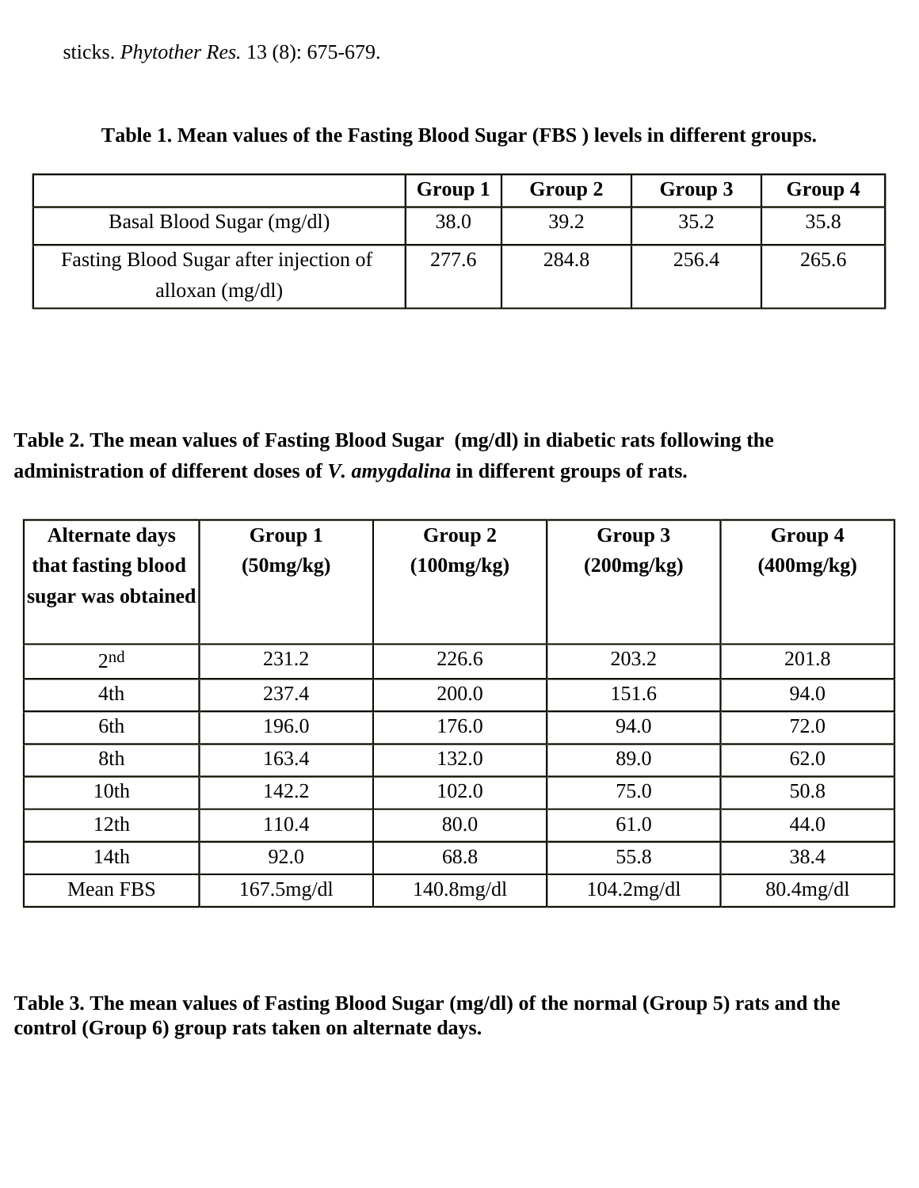sticks. *Phytother Res.* 13 (8): 675-679.

**Table 1. Mean values of the Fasting Blood Sugar (FBS ) levels in different groups.**

| | **Group 1** | **Group 2** | **Group 3** | **Group 4** |
|---|---|---|---|---|
| Basal Blood Sugar (mg/dl) | 38.0 | 39.2 | 35.2 | 35.8 |
| Fasting Blood Sugar after injection of alloxan (mg/dl) | 277.6 | 284.8 | 256.4 | 265.6 |

**Table 2. The mean values of Fasting Blood Sugar (mg/dl) in diabetic rats following the administration of different doses of *V. amygdalina* in different groups of rats.**

| **Alternate days that fasting blood sugar was obtained** | **Group 1 (50mg/kg)** | **Group 2 (100mg/kg)** | **Group 3 (200mg/kg)** | **Group 4 (400mg/kg)** |
|---|---|---|---|---|
| 2nd | 231.2 | 226.6 | 203.2 | 201.8 |
| 4th | 237.4 | 200.0 | 151.6 | 94.0 |
| 6th | 196.0 | 176.0 | 94.0 | 72.0 |
| 8th | 163.4 | 132.0 | 89.0 | 62.0 |
| 10th | 142.2 | 102.0 | 75.0 | 50.8 |
| 12th | 110.4 | 80.0 | 61.0 | 44.0 |
| 14th | 92.0 | 68.8 | 55.8 | 38.4 |
| Mean FBS | 167.5mg/dl | 140.8mg/dl | 104.2mg/dl | 80.4mg/dl |

**Table 3. The mean values of Fasting Blood Sugar (mg/dl) of the normal (Group 5) rats and the control (Group 6) group rats taken on alternate days.**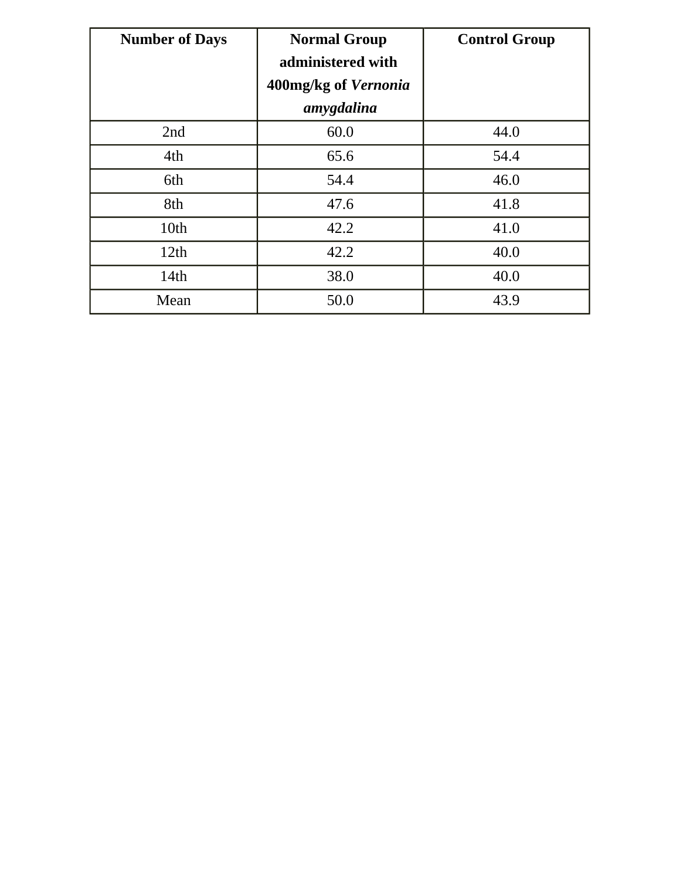| Number of Days | Normal Group administered with 400mg/kg of *Vernonia amygdalina* | Control Group |
|---|---|---|
| 2nd | 60.0 | 44.0 |
| 4th | 65.6 | 54.4 |
| 6th | 54.4 | 46.0 |
| 8th | 47.6 | 41.8 |
| 10th | 42.2 | 41.0 |
| 12th | 42.2 | 40.0 |
| 14th | 38.0 | 40.0 |
| Mean | 50.0 | 43.9 |